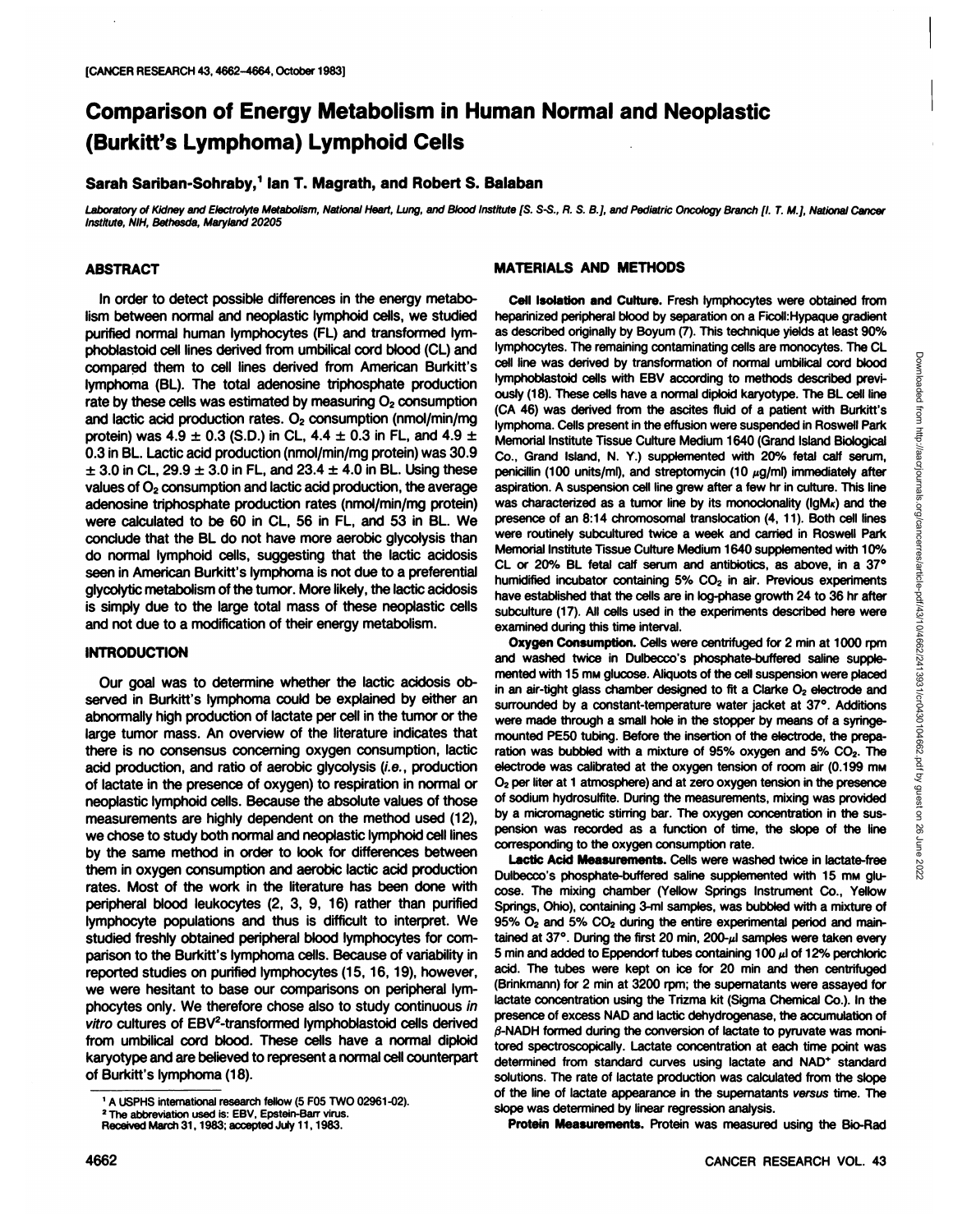# Comparison of Energy Metabolism in Human Normal and Neoplastic (Burkitt's Lymphoma) Lymphoid Cells

**Sarah Sariban-Sohraby,[1] Ian T. Magrath, and Robert S. Balaban**

*Laboratory of Kidney and Electrolyte Metabolism, National Heart, Lung, and Blood Institute [S. S-S., R. S. B.], and Pediatric Oncology Branch [I. T. M.], National Cancer Institute, NIH, Bethesda, Maryland 20205*

## ABSTRACT

In order to detect possible differences in the energy metabolism between normal and neoplastic lymphoid cells, we studied purified normal human lymphocytes (FL) and transformed lymphoblastoid cell lines derived from umbilical cord blood (CL) and compared them to cell lines derived from American Burkitt's lymphoma (BL). The total adenosine triphosphate production rate by these cells was estimated by measuring $O_2$ consumption and lactic acid production rates. $O_2$ consumption (nmol/min/mg protein) was 4.9 ± 0.3 (S.D.) in CL, 4.4 ± 0.3 in FL, and 4.9 ± 0.3 in BL. Lactic acid production (nmol/min/mg protein) was 30.9 ± 3.0 in CL, 29.9 ± 3.0 in FL, and 23.4 ± 4.0 in BL. Using these values of $O_2$ consumption and lactic acid production, the average adenosine triphosphate production rates (nmol/min/mg protein) were calculated to be 60 in CL, 56 in FL, and 53 in BL. We conclude that the BL do not have more aerobic glycolysis than do normal lymphoid cells, suggesting that the lactic acidosis seen in American Burkitt's lymphoma is not due to a preferential glycolytic metabolism of the tumor. More likely, the lactic acidosis is simply due to the large total mass of these neoplastic cells and not due to a modification of their energy metabolism.

## INTRODUCTION

Our goal was to determine whether the lactic acidosis observed in Burkitt's lymphoma could be explained by either an abnormally high production of lactate per cell in the tumor or the large tumor mass. An overview of the literature indicates that there is no consensus concerning oxygen consumption, lactic acid production, and ratio of aerobic glycolysis (*i.e.*, production of lactate in the presence of oxygen) to respiration in normal or neoplastic lymphoid cells. Because the absolute values of those measurements are highly dependent on the method used (12), we chose to study both normal and neoplastic lymphoid cell lines by the same method in order to look for differences between them in oxygen consumption and aerobic lactic acid production rates. Most of the work in the literature has been done with peripheral blood leukocytes (2, 3, 9, 16) rather than purified lymphocyte populations and thus is difficult to interpret. We studied freshly obtained peripheral blood lymphocytes for comparison to the Burkitt's lymphoma cells. Because of variability in reported studies on purified lymphocytes (15, 16, 19), however, we were hesitant to base our comparisons on peripheral lymphocytes only. We therefore chose also to study continuous *in vitro* cultures of EBV[2]-transformed lymphoblastoid cells derived from umbilical cord blood. These cells have a normal diploid karyotype and are believed to represent a normal cell counterpart of Burkitt's lymphoma (18).

[1] A USPHS international research fellow (5 F05 TWO 02961-02).

[2] The abbreviation used is: EBV, Epstein-Barr virus.

Received March 31, 1983; accepted July 11, 1983.

## MATERIALS AND METHODS

**Cell Isolation and Culture.** Fresh lymphocytes were obtained from heparinized peripheral blood by separation on a Ficoll:Hypaque gradient as described originally by Boyum (7). This technique yields at least 90% lymphocytes. The remaining contaminating cells are monocytes. The CL cell line was derived by transformation of normal umbilical cord blood lymphoblastoid cells with EBV according to methods described previously (18). These cells have a normal diploid karyotype. The BL cell line (CA 46) was derived from the ascites fluid of a patient with Burkitt's lymphoma. Cells present in the effusion were suspended in Roswell Park Memorial Institute Tissue Culture Medium 1640 (Grand Island Biological Co., Grand Island, N. Y.) supplemented with 20% fetal calf serum, penicillin (100 units/ml), and streptomycin (10 µg/ml) immediately after aspiration. A suspension cell line grew after a few hr in culture. This line was characterized as a tumor line by its monoclonality (IgMκ) and the presence of an 8:14 chromosomal translocation (4, 11). Both cell lines were routinely subcultured twice a week and carried in Roswell Park Memorial Institute Tissue Culture Medium 1640 supplemented with 10% CL or 20% BL fetal calf serum and antibiotics, as above, in a 37° humidified incubator containing 5% $CO_2$ in air. Previous experiments have established that the cells are in log-phase growth 24 to 36 hr after subculture (17). All cells used in the experiments described here were examined during this time interval.

**Oxygen Consumption.** Cells were centrifuged for 2 min at 1000 rpm and washed twice in Dulbecco's phosphate-buffered saline supplemented with 15 mM glucose. Aliquots of the cell suspension were placed in an air-tight glass chamber designed to fit a Clarke $O_2$ electrode and surrounded by a constant-temperature water jacket at 37°. Additions were made through a small hole in the stopper by means of a syringe-mounted PE50 tubing. Before the insertion of the electrode, the preparation was bubbled with a mixture of 95% oxygen and 5% $CO_2$. The electrode was calibrated at the oxygen tension of room air (0.199 mM $O_2$ per liter at 1 atmosphere) and at zero oxygen tension in the presence of sodium hydrosulfite. During the measurements, mixing was provided by a micromagnetic stirring bar. The oxygen concentration in the suspension was recorded as a function of time, the slope of the line corresponding to the oxygen consumption rate.

**Lactic Acid Measurements.** Cells were washed twice in lactate-free Dulbecco's phosphate-buffered saline supplemented with 15 mM glucose. The mixing chamber (Yellow Springs Instrument Co., Yellow Springs, Ohio), containing 3-ml samples, was bubbled with a mixture of 95% $O_2$ and 5% $CO_2$ during the entire experimental period and maintained at 37°. During the first 20 min, 200-µl samples were taken every 5 min and added to Eppendorf tubes containing 100 µl of 12% perchloric acid. The tubes were kept on ice for 20 min and then centrifuged (Brinkmann) for 2 min at 3200 rpm; the supernatants were assayed for lactate concentration using the Trizma kit (Sigma Chemical Co.). In the presence of excess NAD and lactic dehydrogenase, the accumulation of β-NADH formed during the conversion of lactate to pyruvate was monitored spectroscopically. Lactate concentration at each time point was determined from standard curves using lactate and $NAD^+$ standard solutions. The rate of lactate production was calculated from the slope of the line of lactate appearance in the supernatants *versus* time. The slope was determined by linear regression analysis.

**Protein Measurements.** Protein was measured using the Bio-Rad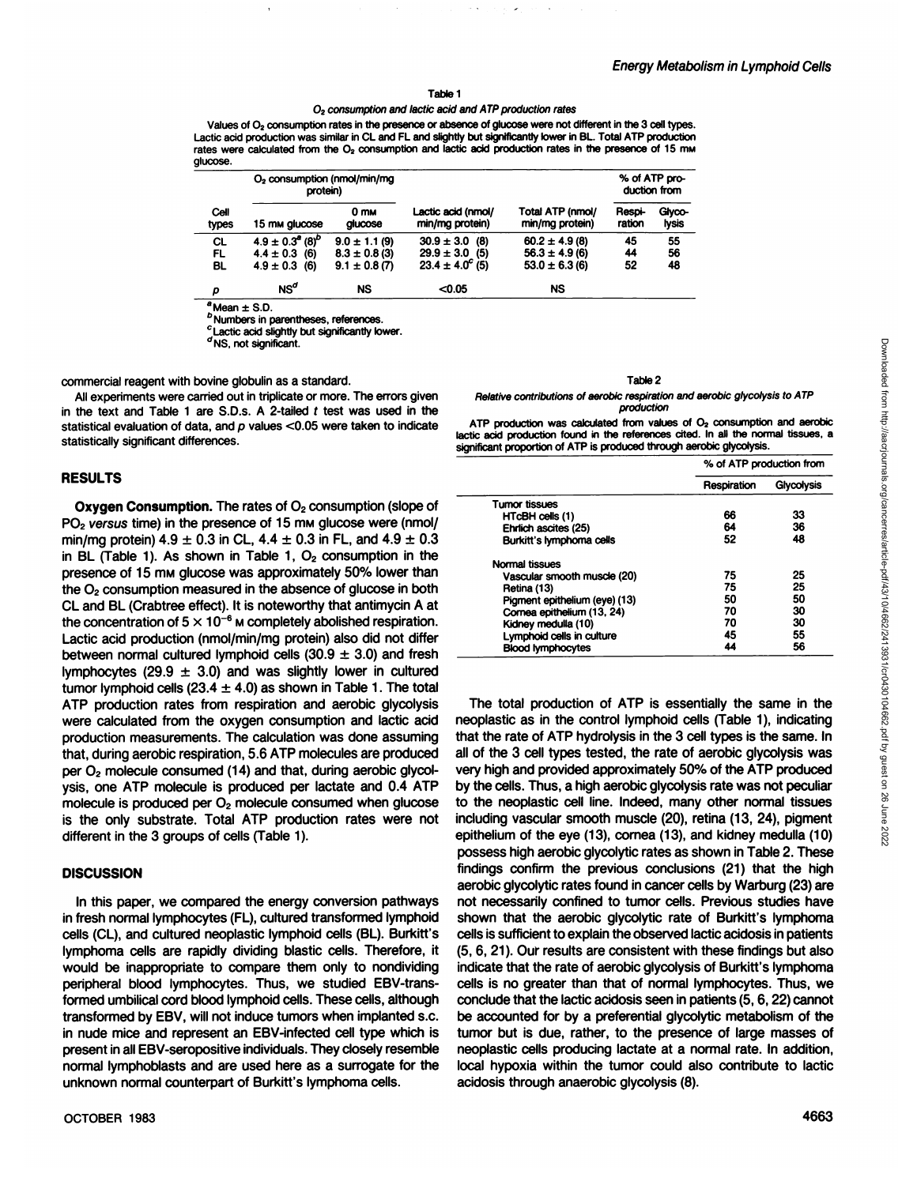Table 1

*$O_2$ consumption and lactic acid and ATP production rates*

Values of $O_2$ consumption rates in the presence or absence of glucose were not different in the 3 cell types. Lactic acid production was similar in CL and FL and slightly but significantly lower in BL. Total ATP production rates were calculated from the $O_2$ consumption and lactic acid production rates in the presence of 15 mM glucose.

| Cell types | $O_2$ consumption (nmol/min/mg protein) | | Lactic acid (nmol/min/mg protein) | Total ATP (nmol/min/mg protein) | % of ATP production from | |
|---|---|---|---|---|---|---|
| | 15 mM glucose | 0 mM glucose | | | Respiration | Glycolysis |
| CL | 4.9 ± 0.3[a] (8)[b] | 9.0 ± 1.1 (9) | 30.9 ± 3.0 (8) | 60.2 ± 4.9 (8) | 45 | 55 |
| FL | 4.4 ± 0.3 (6) | 8.3 ± 0.8 (3) | 29.9 ± 3.0 (5) | 56.3 ± 4.9 (6) | 44 | 56 |
| BL | 4.9 ± 0.3 (6) | 9.1 ± 0.8 (7) | 23.4 ± 4.0[c] (5) | 53.0 ± 6.3 (6) | 52 | 48 |
| $p$ | NS[d] | NS | <0.05 | NS | | |

[a] Mean ± S.D.
[b] Numbers in parentheses, references.
[c] Lactic acid slightly but significantly lower.
[d] NS, not significant.

commercial reagent with bovine globulin as a standard.

All experiments were carried out in triplicate or more. The errors given in the text and Table 1 are S.D.s. A 2-tailed $t$ test was used in the statistical evaluation of data, and $p$ values <0.05 were taken to indicate statistically significant differences.

## RESULTS

**Oxygen Consumption.** The rates of $O_2$ consumption (slope of $PO_2$ *versus* time) in the presence of 15 mM glucose were (nmol/min/mg protein) 4.9 ± 0.3 in CL, 4.4 ± 0.3 in FL, and 4.9 ± 0.3 in BL (Table 1). As shown in Table 1, $O_2$ consumption in the presence of 15 mM glucose was approximately 50% lower than the $O_2$ consumption measured in the absence of glucose in both CL and BL (Crabtree effect). It is noteworthy that antimycin A at the concentration of $5 \times 10^{-6}$ M completely abolished respiration. Lactic acid production (nmol/min/mg protein) also did not differ between normal cultured lymphoid cells (30.9 ± 3.0) and fresh lymphocytes (29.9 ± 3.0) and was slightly lower in cultured tumor lymphoid cells (23.4 ± 4.0) as shown in Table 1. The total ATP production rates from respiration and aerobic glycolysis were calculated from the oxygen consumption and lactic acid production measurements. The calculation was done assuming that, during aerobic respiration, 5.6 ATP molecules are produced per $O_2$ molecule consumed (14) and that, during aerobic glycolysis, one ATP molecule is produced per lactate and 0.4 ATP molecule is produced per $O_2$ molecule consumed when glucose is the only substrate. Total ATP production rates were not different in the 3 groups of cells (Table 1).

## DISCUSSION

In this paper, we compared the energy conversion pathways in fresh normal lymphocytes (FL), cultured transformed lymphoid cells (CL), and cultured neoplastic lymphoid cells (BL). Burkitt's lymphoma cells are rapidly dividing blastic cells. Therefore, it would be inappropriate to compare them only to nondividing peripheral blood lymphocytes. Thus, we studied EBV-transformed umbilical cord blood lymphoid cells. These cells, although transformed by EBV, will not induce tumors when implanted s.c. in nude mice and represent an EBV-infected cell type which is present in all EBV-seropositive individuals. They closely resemble normal lymphoblasts and are used here as a surrogate for the unknown normal counterpart of Burkitt's lymphoma cells.

Table 2

*Relative contributions of aerobic respiration and aerobic glycolysis to ATP production*

ATP production was calculated from values of $O_2$ consumption and aerobic lactic acid production found in the references cited. In all the normal tissues, a significant proportion of ATP is produced through aerobic glycolysis.

| | % of ATP production from | |
|---|---|---|
| | Respiration | Glycolysis |
| Tumor tissues | | |
| HTcBH cells (1) | 66 | 33 |
| Ehrlich ascites (25) | 64 | 36 |
| Burkitt's lymphoma cells | 52 | 48 |
| Normal tissues | | |
| Vascular smooth muscle (20) | 75 | 25 |
| Retina (13) | 75 | 25 |
| Pigment epithelium (eye) (13) | 50 | 50 |
| Cornea epithelium (13, 24) | 70 | 30 |
| Kidney medulla (10) | 70 | 30 |
| Lymphoid cells in culture | 45 | 55 |
| Blood lymphocytes | 44 | 56 |

The total production of ATP is essentially the same in the neoplastic as in the control lymphoid cells (Table 1), indicating that the rate of ATP hydrolysis in the 3 cell types is the same. In all of the 3 cell types tested, the rate of aerobic glycolysis was very high and provided approximately 50% of the ATP produced by the cells. Thus, a high aerobic glycolysis rate was not peculiar to the neoplastic cell line. Indeed, many other normal tissues including vascular smooth muscle (20), retina (13, 24), pigment epithelium of the eye (13), cornea (13), and kidney medulla (10) possess high aerobic glycolytic rates as shown in Table 2. These findings confirm the previous conclusions (21) that the high aerobic glycolytic rates found in cancer cells by Warburg (23) are not necessarily confined to tumor cells. Previous studies have shown that the aerobic glycolytic rate of Burkitt's lymphoma cells is sufficient to explain the observed lactic acidosis in patients (5, 6, 21). Our results are consistent with these findings but also indicate that the rate of aerobic glycolysis of Burkitt's lymphoma cells is no greater than that of normal lymphocytes. Thus, we conclude that the lactic acidosis seen in patients (5, 6, 22) cannot be accounted for by a preferential glycolytic metabolism of the tumor but is due, rather, to the presence of large masses of neoplastic cells producing lactate at a normal rate. In addition, local hypoxia within the tumor could also contribute to lactic acidosis through anaerobic glycolysis (8).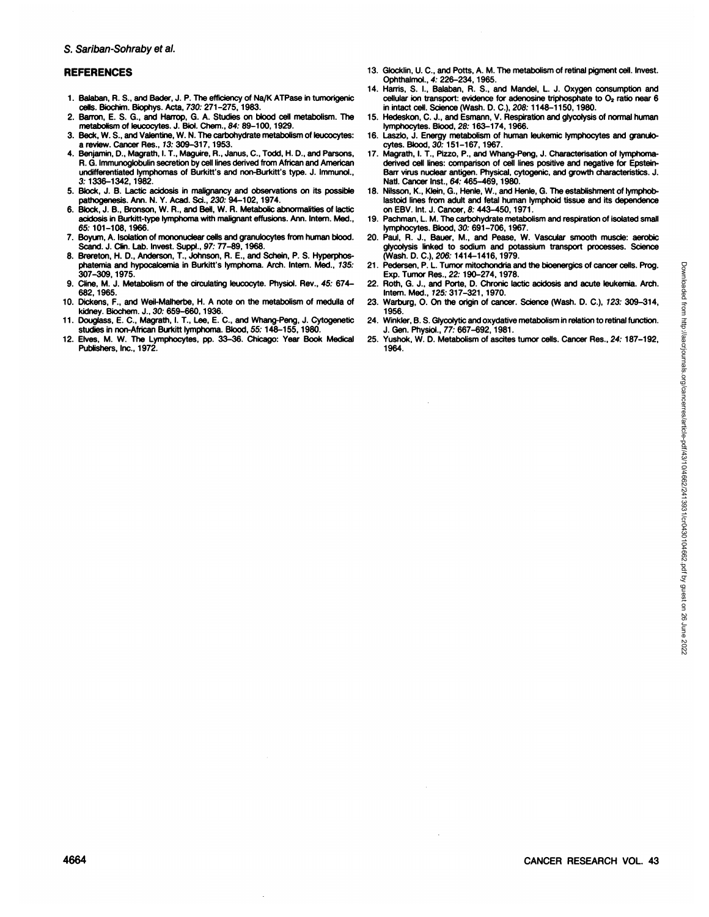## REFERENCES

1. Balaban, R. S., and Bader, J. P. The efficiency of Na/K ATPase in tumorigenic cells. Biochim. Biophys. Acta, *730:* 271–275, 1983.
2. Barron, E. S. G., and Harrop, G. A. Studies on blood cell metabolism. The metabolism of leucocytes. J. Biol. Chem., *84:* 89–100, 1929.
3. Beck, W. S., and Valentine, W. N. The carbohydrate metabolism of leucocytes: a review. Cancer Res., *13:* 309–317, 1953.
4. Benjamin, D., Magrath, I. T., Maguire, R., Janus, C., Todd, H. D., and Parsons, R. G. Immunoglobulin secretion by cell lines derived from African and American undifferentiated lymphomas of Burkitt's and non-Burkitt's type. J. Immunol., *3:* 1336–1342, 1982.
5. Block, J. B. Lactic acidosis in malignancy and observations on its possible pathogenesis. Ann. N. Y. Acad. Sci., *230:* 94–102, 1974.
6. Block, J. B., Bronson, W. R., and Bell, W. R. Metabolic abnormalities of lactic acidosis in Burkitt-type lymphoma with malignant effusions. Ann. Intern. Med., *65:* 101–108, 1966.
7. Boyum, A. Isolation of mononuclear cells and granulocytes from human blood. Scand. J. Clin. Lab. Invest. Suppl., *97:* 77–89, 1968.
8. Brereton, H. D., Anderson, T., Johnson, R. E., and Schein, P. S. Hyperphosphatemia and hypocalcemia in Burkitt's lymphoma. Arch. Intern. Med., *135:* 307–309, 1975.
9. Cline, M. J. Metabolism of the circulating leucocyte. Physiol. Rev., *45:* 674–682, 1965.
10. Dickens, F., and Weil-Malherbe, H. A note on the metabolism of medulla of kidney. Biochem. J., *30:* 659–660, 1936.
11. Douglass, E. C., Magrath, I. T., Lee, E. C., and Whang-Peng, J. Cytogenetic studies in non-African Burkitt lymphoma. Blood, *55:* 148–155, 1980.
12. Elves, M. W. The Lymphocytes, pp. 33–36. Chicago: Year Book Medical Publishers, Inc., 1972.
13. Glocklin, U. C., and Potts, A. M. The metabolism of retinal pigment cell. Invest. Ophthalmol., *4:* 226–234, 1965.
14. Harris, S. I., Balaban, R. S., and Mandel, L. J. Oxygen consumption and cellular ion transport: evidence for adenosine triphosphate to $O_2$ ratio near 6 in intact cell. Science (Wash. D. C.), *208:* 1148–1150, 1980.
15. Hedeskon, C. J., and Esmann, V. Respiration and glycolysis of normal human lymphocytes. Blood, *28:* 163–174, 1966.
16. Laszlo, J. Energy metabolism of human leukemic lymphocytes and granulocytes. Blood, *30:* 151–167, 1967.
17. Magrath, I. T., Pizzo, P., and Whang-Peng, J. Characterisation of lymphoma-derived cell lines: comparison of cell lines positive and negative for Epstein-Barr virus nuclear antigen. Physical, cytogenic, and growth characteristics. J. Natl. Cancer Inst., *64:* 465–469, 1980.
18. Nilsson, K., Klein, G., Henle, W., and Henle, G. The establishment of lymphoblastoid lines from adult and fetal human lymphoid tissue and its dependence on EBV. Int. J. Cancer, *8:* 443–450, 1971.
19. Pachman, L. M. The carbohydrate metabolism and respiration of isolated small lymphocytes. Blood, *30:* 691–706, 1967.
20. Paul, R. J., Bauer, M., and Pease, W. Vascular smooth muscle: aerobic glycolysis linked to sodium and potassium transport processes. Science (Wash. D. C.), *206:* 1414–1416, 1979.
21. Pedersen, P. L. Tumor mitochondria and the bioenergics of cancer cells. Prog. Exp. Tumor Res., *22:* 190–274, 1978.
22. Roth, G. J., and Porte, D. Chronic lactic acidosis and acute leukemia. Arch. Intern. Med., *125:* 317–321, 1970.
23. Warburg, O. On the origin of cancer. Science (Wash. D. C.), *123:* 309–314, 1956.
24. Winkler, B. S. Glycolytic and oxydative metabolism in relation to retinal function. J. Gen. Physiol., *77:* 667–692, 1981.
25. Yushok, W. D. Metabolism of ascites tumor cells. Cancer Res., *24:* 187–192, 1964.